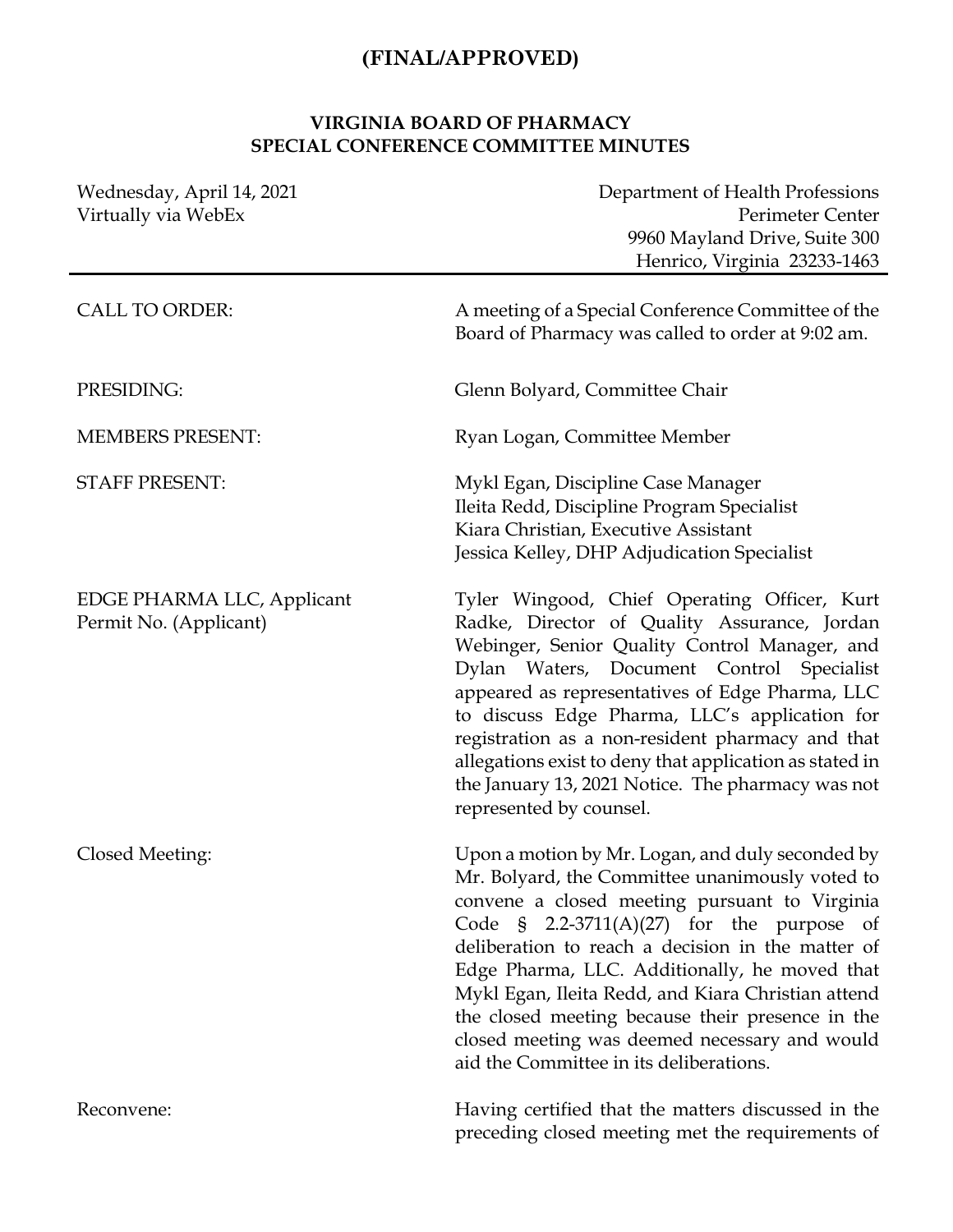# (FINAL/APPROVED)

## VIRGINIA BOARD OF PHARMACY
## SPECIAL CONFERENCE COMMITTEE MINUTES

| | |
|---|---|
| Wednesday, April 14, 2021<br>Virtually via WebEx | Department of Health Professions<br>Perimeter Center<br>9960 Mayland Drive, Suite 300<br>Henrico, Virginia 23233-1463 |

| | |
|---|---|
| CALL TO ORDER: | A meeting of a Special Conference Committee of the Board of Pharmacy was called to order at 9:02 am. |
| PRESIDING: | Glenn Bolyard, Committee Chair |
| MEMBERS PRESENT: | Ryan Logan, Committee Member |
| STAFF PRESENT: | Mykl Egan, Discipline Case Manager<br>Ileita Redd, Discipline Program Specialist<br>Kiara Christian, Executive Assistant<br>Jessica Kelley, DHP Adjudication Specialist |
| EDGE PHARMA LLC, Applicant<br>Permit No. (Applicant) | Tyler Wingood, Chief Operating Officer, Kurt Radke, Director of Quality Assurance, Jordan Webinger, Senior Quality Control Manager, and Dylan Waters, Document Control Specialist appeared as representatives of Edge Pharma, LLC to discuss Edge Pharma, LLC's application for registration as a non-resident pharmacy and that allegations exist to deny that application as stated in the January 13, 2021 Notice. The pharmacy was not represented by counsel. |
| Closed Meeting: | Upon a motion by Mr. Logan, and duly seconded by Mr. Bolyard, the Committee unanimously voted to convene a closed meeting pursuant to Virginia Code § 2.2-3711(A)(27) for the purpose of deliberation to reach a decision in the matter of Edge Pharma, LLC. Additionally, he moved that Mykl Egan, Ileita Redd, and Kiara Christian attend the closed meeting because their presence in the closed meeting was deemed necessary and would aid the Committee in its deliberations. |
| Reconvene: | Having certified that the matters discussed in the preceding closed meeting met the requirements of |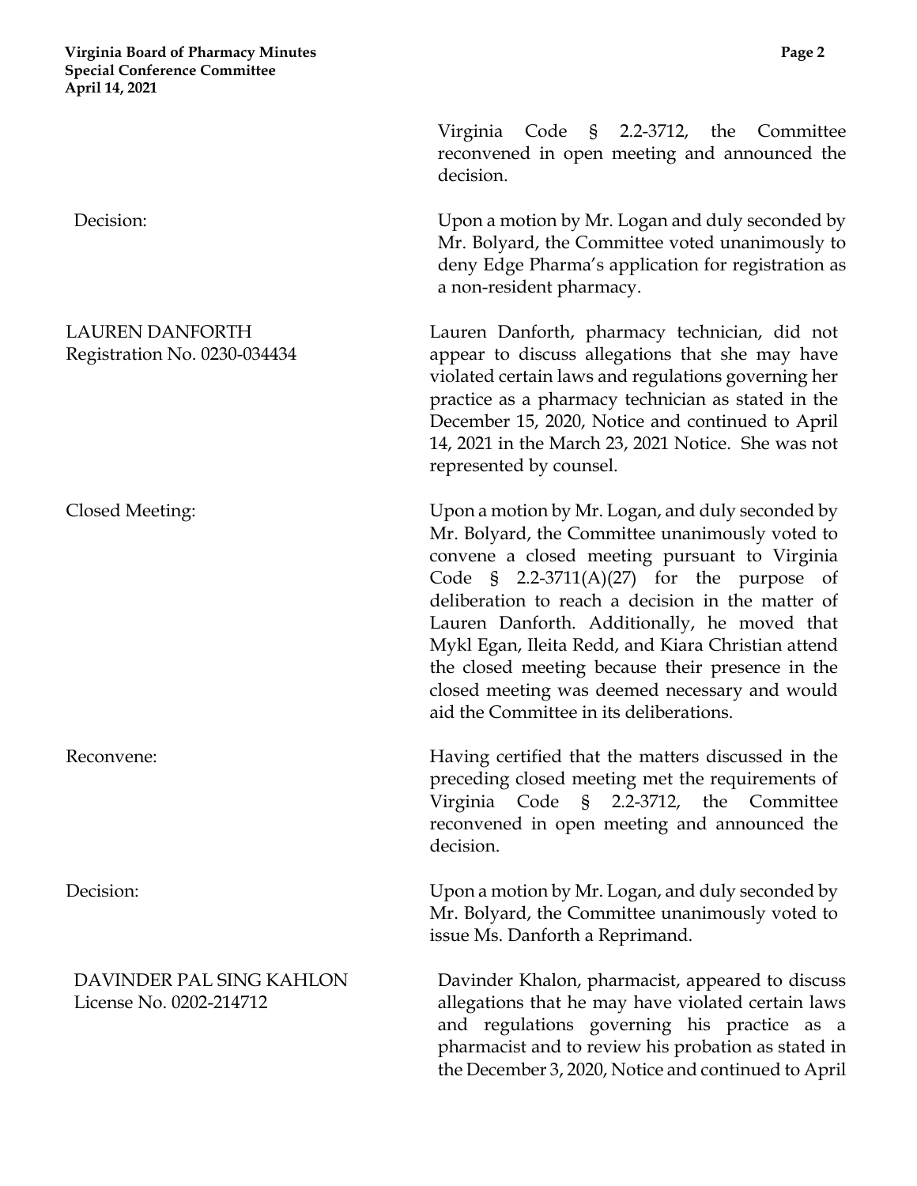Virginia Code § 2.2-3712, the Committee reconvened in open meeting and announced the decision.

| | |
|---|---|
| Decision: | Upon a motion by Mr. Logan and duly seconded by Mr. Bolyard, the Committee voted unanimously to deny Edge Pharma's application for registration as a non-resident pharmacy. |
| LAUREN DANFORTH<br>Registration No. 0230-034434 | Lauren Danforth, pharmacy technician, did not appear to discuss allegations that she may have violated certain laws and regulations governing her practice as a pharmacy technician as stated in the December 15, 2020, Notice and continued to April 14, 2021 in the March 23, 2021 Notice. She was not represented by counsel. |
| Closed Meeting: | Upon a motion by Mr. Logan, and duly seconded by Mr. Bolyard, the Committee unanimously voted to convene a closed meeting pursuant to Virginia Code § 2.2-3711(A)(27) for the purpose of deliberation to reach a decision in the matter of Lauren Danforth. Additionally, he moved that Mykl Egan, Ileita Redd, and Kiara Christian attend the closed meeting because their presence in the closed meeting was deemed necessary and would aid the Committee in its deliberations. |
| Reconvene: | Having certified that the matters discussed in the preceding closed meeting met the requirements of Virginia Code § 2.2-3712, the Committee reconvened in open meeting and announced the decision. |
| Decision: | Upon a motion by Mr. Logan, and duly seconded by Mr. Bolyard, the Committee unanimously voted to issue Ms. Danforth a Reprimand. |
| DAVINDER PAL SING KAHLON<br>License No. 0202-214712 | Davinder Khalon, pharmacist, appeared to discuss allegations that he may have violated certain laws and regulations governing his practice as a pharmacist and to review his probation as stated in the December 3, 2020, Notice and continued to April |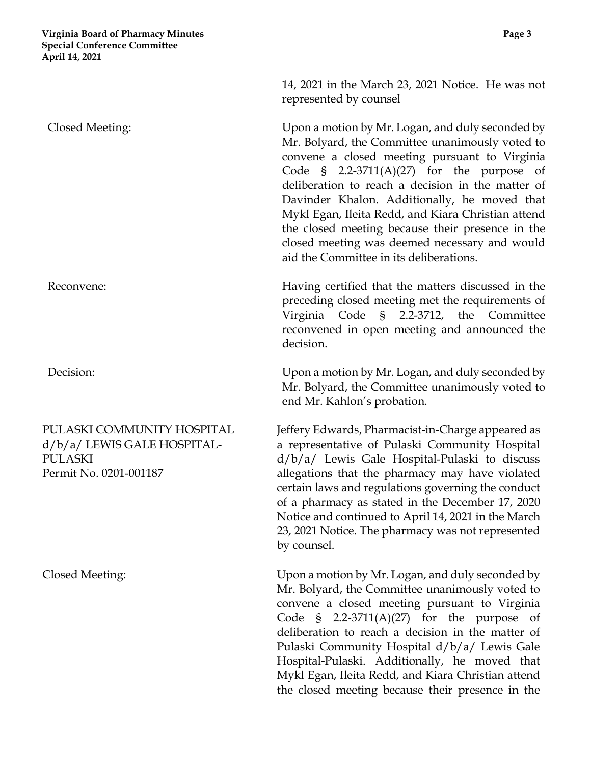14, 2021 in the March 23, 2021 Notice. He was not represented by counsel

**Closed Meeting:** Upon a motion by Mr. Logan, and duly seconded by Mr. Bolyard, the Committee unanimously voted to convene a closed meeting pursuant to Virginia Code § 2.2-3711(A)(27) for the purpose of deliberation to reach a decision in the matter of Davinder Khalon. Additionally, he moved that Mykl Egan, Ileita Redd, and Kiara Christian attend the closed meeting because their presence in the closed meeting was deemed necessary and would aid the Committee in its deliberations.

**Reconvene:** Having certified that the matters discussed in the preceding closed meeting met the requirements of Virginia Code § 2.2-3712, the Committee reconvened in open meeting and announced the decision.

**Decision:** Upon a motion by Mr. Logan, and duly seconded by Mr. Bolyard, the Committee unanimously voted to end Mr. Kahlon's probation.

**PULASKI COMMUNITY HOSPITAL d/b/a/ LEWIS GALE HOSPITAL-PULASKI**
**Permit No. 0201-001187**

Jeffery Edwards, Pharmacist-in-Charge appeared as a representative of Pulaski Community Hospital d/b/a/ Lewis Gale Hospital-Pulaski to discuss allegations that the pharmacy may have violated certain laws and regulations governing the conduct of a pharmacy as stated in the December 17, 2020 Notice and continued to April 14, 2021 in the March 23, 2021 Notice. The pharmacy was not represented by counsel.

**Closed Meeting:** Upon a motion by Mr. Logan, and duly seconded by Mr. Bolyard, the Committee unanimously voted to convene a closed meeting pursuant to Virginia Code § 2.2-3711(A)(27) for the purpose of deliberation to reach a decision in the matter of Pulaski Community Hospital d/b/a/ Lewis Gale Hospital-Pulaski. Additionally, he moved that Mykl Egan, Ileita Redd, and Kiara Christian attend the closed meeting because their presence in the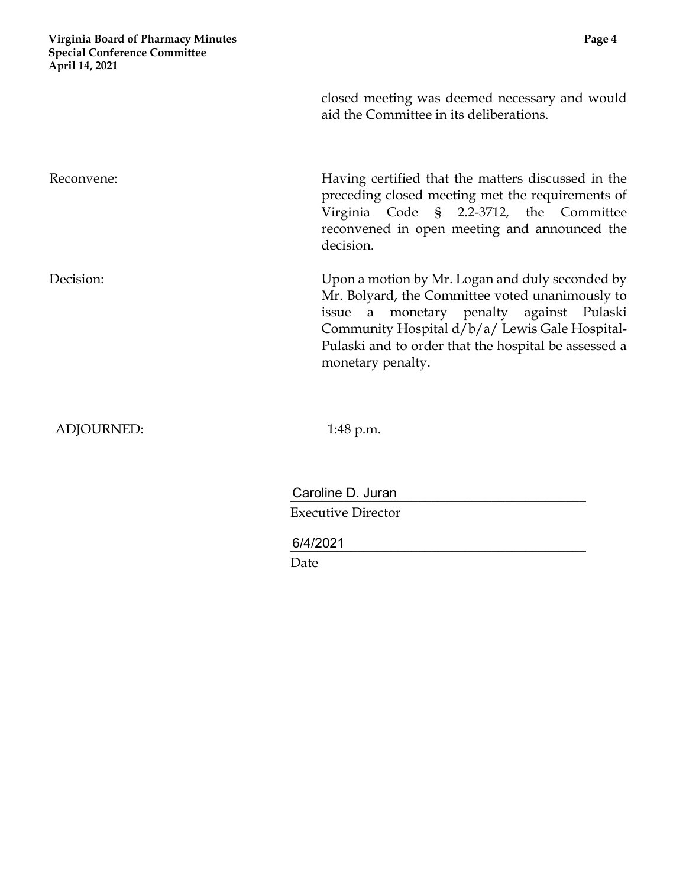closed meeting was deemed necessary and would aid the Committee in its deliberations.

Reconvene: Having certified that the matters discussed in the preceding closed meeting met the requirements of Virginia Code § 2.2-3712, the Committee reconvened in open meeting and announced the decision.

Decision: Upon a motion by Mr. Logan and duly seconded by Mr. Bolyard, the Committee voted unanimously to issue a monetary penalty against Pulaski Community Hospital d/b/a/ Lewis Gale Hospital-Pulaski and to order that the hospital be assessed a monetary penalty.

ADJOURNED: 1:48 p.m.

Caroline D. Juran
Executive Director

6/4/2021
Date